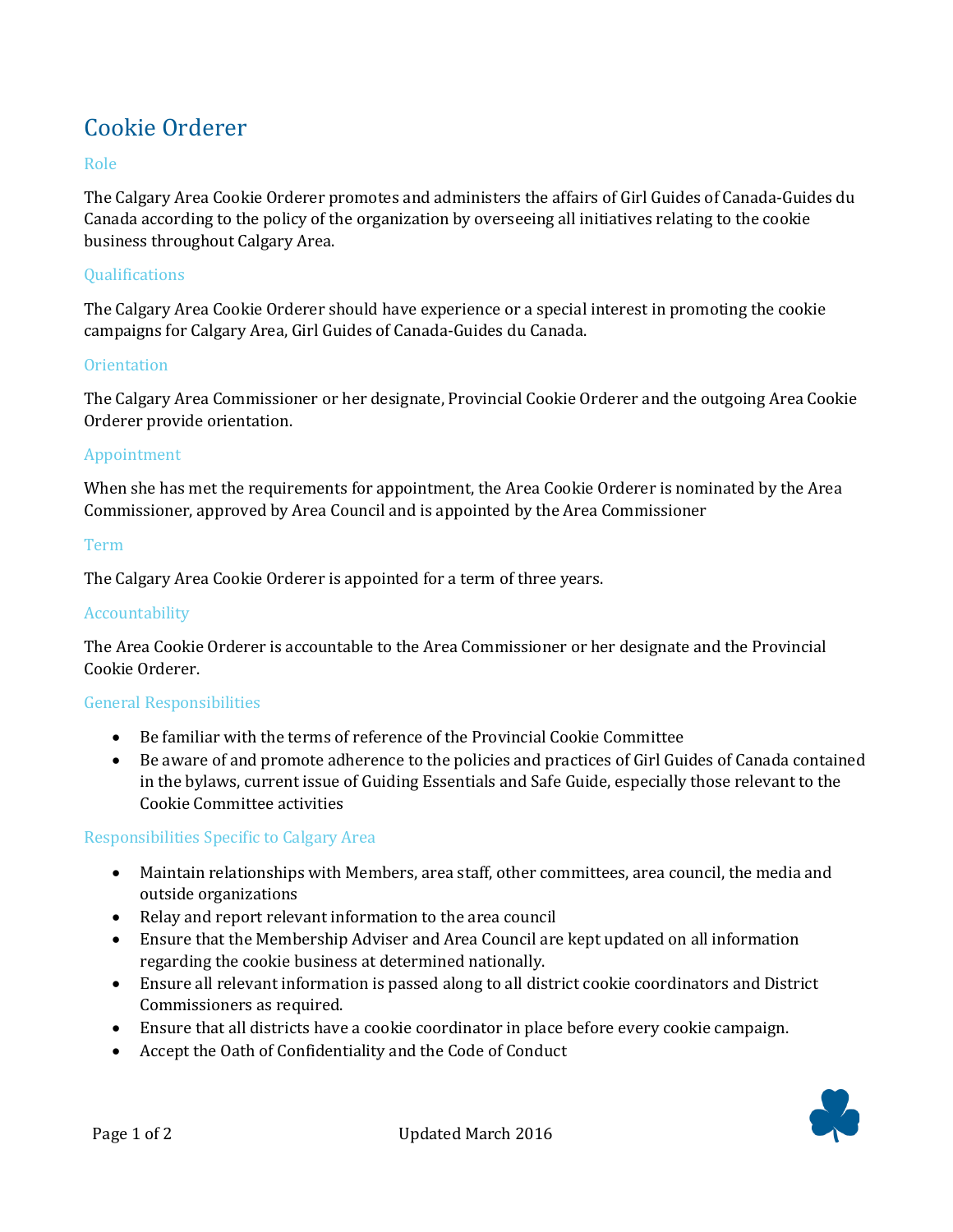# Cookie Orderer

## Role

The Calgary Area Cookie Orderer promotes and administers the affairs of Girl Guides of Canada-Guides du Canada according to the policy of the organization by overseeing all initiatives relating to the cookie business throughout Calgary Area.

## Qualifications

The Calgary Area Cookie Orderer should have experience or a special interest in promoting the cookie campaigns for Calgary Area, Girl Guides of Canada-Guides du Canada.

## Orientation

The Calgary Area Commissioner or her designate, Provincial Cookie Orderer and the outgoing Area Cookie Orderer provide orientation.

## Appointment

When she has met the requirements for appointment, the Area Cookie Orderer is nominated by the Area Commissioner, approved by Area Council and is appointed by the Area Commissioner

## Term

The Calgary Area Cookie Orderer is appointed for a term of three years.

## Accountability

The Area Cookie Orderer is accountable to the Area Commissioner or her designate and the Provincial Cookie Orderer.

## General Responsibilities

- Be familiar with the terms of reference of the Provincial Cookie Committee
- Be aware of and promote adherence to the policies and practices of Girl Guides of Canada contained in the bylaws, current issue of Guiding Essentials and Safe Guide, especially those relevant to the Cookie Committee activities

## Responsibilities Specific to Calgary Area

- Maintain relationships with Members, area staff, other committees, area council, the media and outside organizations
- Relay and report relevant information to the area council
- Ensure that the Membership Adviser and Area Council are kept updated on all information regarding the cookie business at determined nationally.
- Ensure all relevant information is passed along to all district cookie coordinators and District Commissioners as required.
- Ensure that all districts have a cookie coordinator in place before every cookie campaign.
- Accept the Oath of Confidentiality and the Code of Conduct

Updated March 2016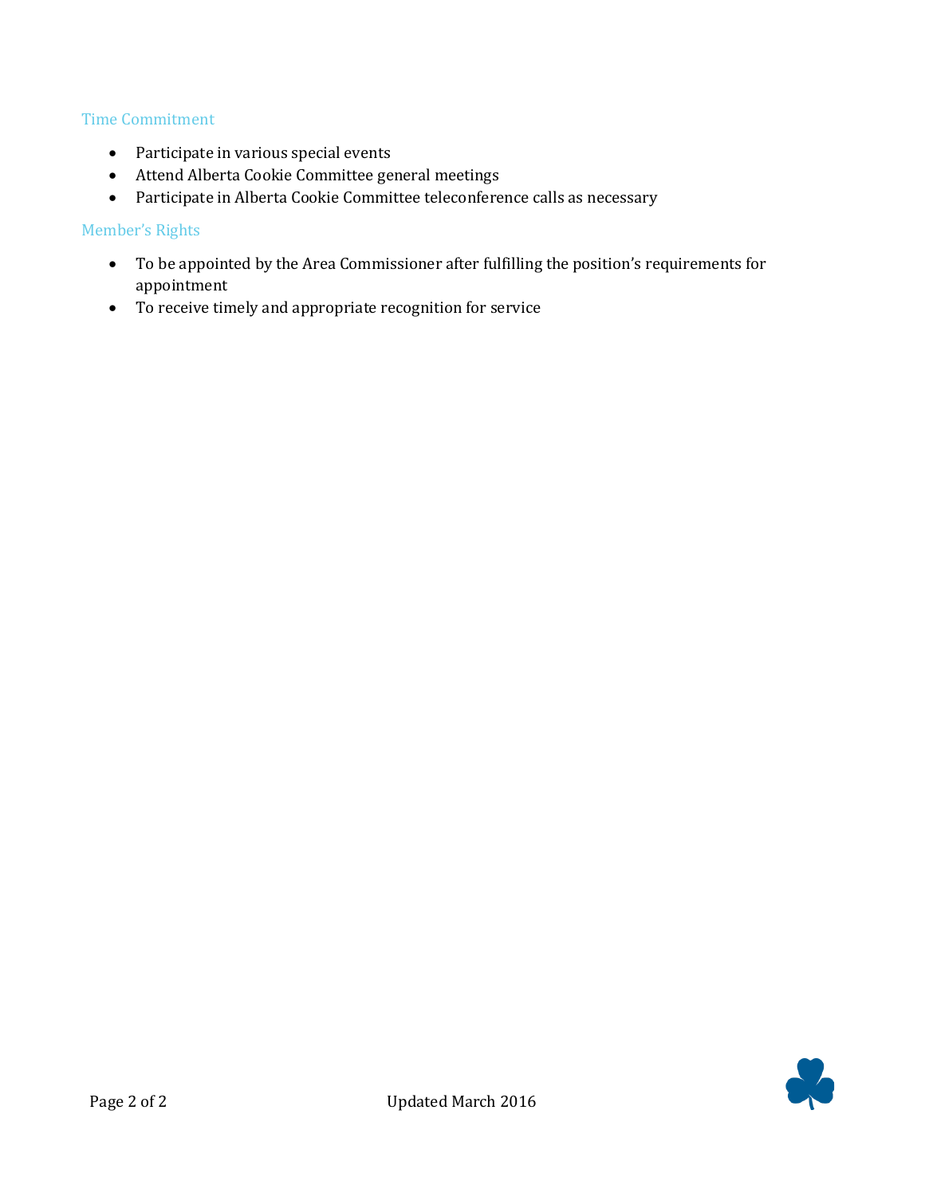## Time Commitment

- Participate in various special events
- Attend Alberta Cookie Committee general meetings
- Participate in Alberta Cookie Committee teleconference calls as necessary

## Member's Rights

- To be appointed by the Area Commissioner after fulfilling the position's requirements for appointment
- To receive timely and appropriate recognition for service

Updated March 2016